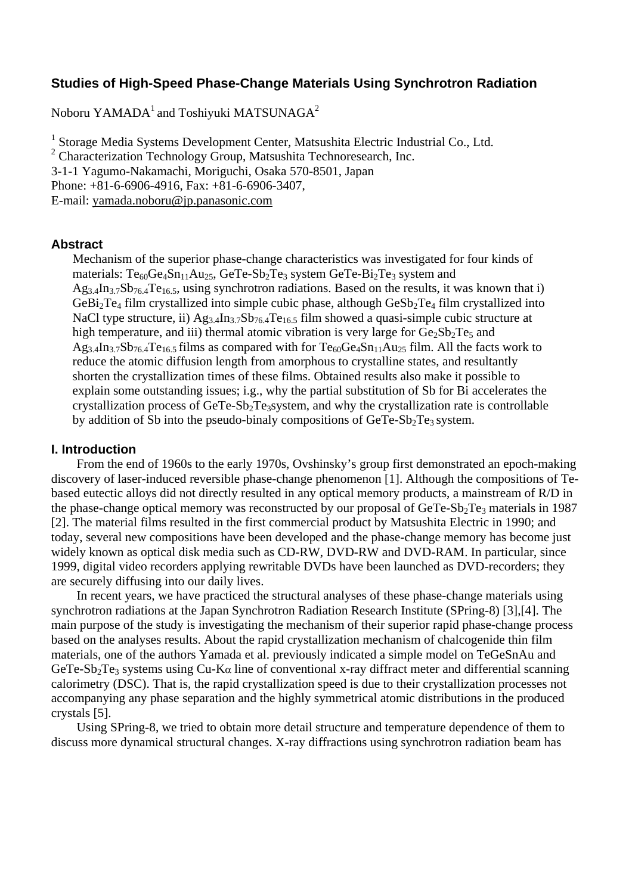# Studies of High-Speed Phase-Change Materials Using Synchrotron Radiation

Noboru YAMADA[1] and Toshiyuki MATSUNAGA[2]

[1] Storage Media Systems Development Center, Matsushita Electric Industrial Co., Ltd.
[2] Characterization Technology Group, Matsushita Technoresearch, Inc.
3-1-1 Yagumo-Nakamachi, Moriguchi, Osaka 570-8501, Japan
Phone: +81-6-6906-4916, Fax: +81-6-6906-3407,
E-mail: yamada.noboru@jp.panasonic.com

### Abstract

Mechanism of the superior phase-change characteristics was investigated for four kinds of materials: $Te_{60}Ge_4Sn_{11}Au_{25}$, GeTe-$Sb_2Te_3$ system GeTe-$Bi_2Te_3$ system and $Ag_{3.4}In_{3.7}Sb_{76.4}Te_{16.5}$, using synchrotron radiations. Based on the results, it was known that i) $GeBi_2Te_4$ film crystallized into simple cubic phase, although $GeSb_2Te_4$ film crystallized into NaCl type structure, ii) $Ag_{3.4}In_{3.7}Sb_{76.4}Te_{16.5}$ film showed a quasi-simple cubic structure at high temperature, and iii) thermal atomic vibration is very large for $Ge_2Sb_2Te_5$ and $Ag_{3.4}In_{3.7}Sb_{76.4}Te_{16.5}$ films as compared with for $Te_{60}Ge_4Sn_{11}Au_{25}$ film. All the facts work to reduce the atomic diffusion length from amorphous to crystalline states, and resultantly shorten the crystallization times of these films. Obtained results also make it possible to explain some outstanding issues; i.e., why the partial substitution of Sb for Bi accelerates the crystallization process of GeTe-$Sb_2Te_3$system, and why the crystallization rate is controllable by addition of Sb into the pseudo-binaly compositions of GeTe-$Sb_2Te_3$ system.

### I. Introduction

From the end of 1960s to the early 1970s, Ovshinsky's group first demonstrated an epoch-making discovery of laser-induced reversible phase-change phenomenon [1]. Although the compositions of Te-based eutectic alloys did not directly resulted in any optical memory products, a mainstream of R/D in the phase-change optical memory was reconstructed by our proposal of GeTe-$Sb_2Te_3$ materials in 1987 [2]. The material films resulted in the first commercial product by Matsushita Electric in 1990; and today, several new compositions have been developed and the phase-change memory has become just widely known as optical disk media such as CD-RW, DVD-RW and DVD-RAM. In particular, since 1999, digital video recorders applying rewritable DVDs have been launched as DVD-recorders; they are securely diffusing into our daily lives.

In recent years, we have practiced the structural analyses of these phase-change materials using synchrotron radiations at the Japan Synchrotron Radiation Research Institute (SPring-8) [3],[4]. The main purpose of the study is investigating the mechanism of their superior rapid phase-change process based on the analyses results. About the rapid crystallization mechanism of chalcogenide thin film materials, one of the authors Yamada et al. previously indicated a simple model on TeGeSnAu and GeTe-$Sb_2Te_3$ systems using Cu-K$\alpha$ line of conventional x-ray diffract meter and differential scanning calorimetry (DSC). That is, the rapid crystallization speed is due to their crystallization processes not accompanying any phase separation and the highly symmetrical atomic distributions in the produced crystals [5].

Using SPring-8, we tried to obtain more detail structure and temperature dependence of them to discuss more dynamical structural changes. X-ray diffractions using synchrotron radiation beam has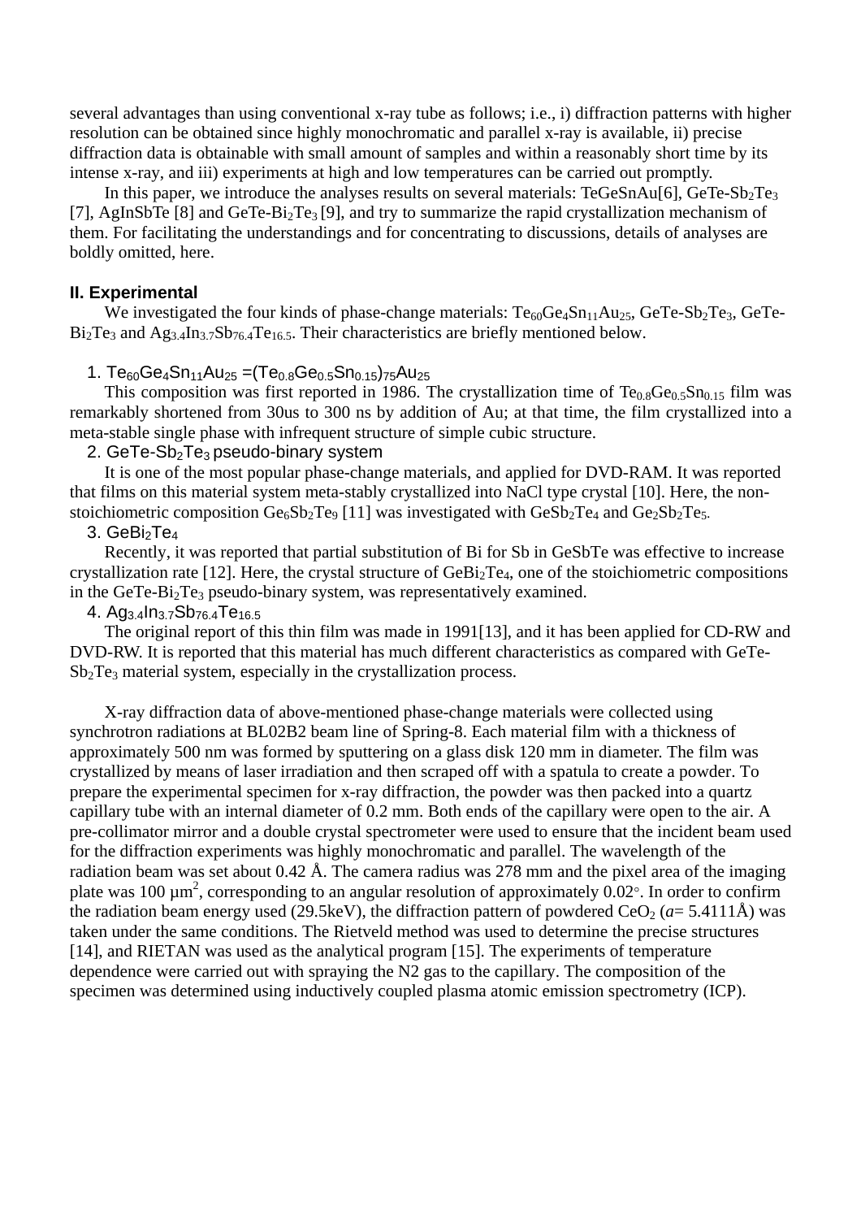several advantages than using conventional x-ray tube as follows; i.e., i) diffraction patterns with higher resolution can be obtained since highly monochromatic and parallel x-ray is available, ii) precise diffraction data is obtainable with small amount of samples and within a reasonably short time by its intense x-ray, and iii) experiments at high and low temperatures can be carried out promptly.

In this paper, we introduce the analyses results on several materials: TeGeSnAu[6], GeTe-$Sb_2Te_3$ [7], AgInSbTe [8] and GeTe-$Bi_2Te_3$ [9], and try to summarize the rapid crystallization mechanism of them. For facilitating the understandings and for concentrating to discussions, details of analyses are boldly omitted, here.

## II. Experimental

We investigated the four kinds of phase-change materials: $Te_{60}Ge_4Sn_{11}Au_{25}$, GeTe-$Sb_2Te_3$, GeTe-$Bi_2Te_3$ and $Ag_{3.4}In_{3.7}Sb_{76.4}Te_{16.5}$. Their characteristics are briefly mentioned below.

1. $Te_{60}Ge_4Sn_{11}Au_{25}$ =$(Te_{0.8}Ge_{0.5}Sn_{0.15})_{75}Au_{25}$

This composition was first reported in 1986. The crystallization time of $Te_{0.8}Ge_{0.5}Sn_{0.15}$ film was remarkably shortened from 30us to 300 ns by addition of Au; at that time, the film crystallized into a meta-stable single phase with infrequent structure of simple cubic structure.

2. GeTe-$Sb_2Te_3$ pseudo-binary system

It is one of the most popular phase-change materials, and applied for DVD-RAM. It was reported that films on this material system meta-stably crystallized into NaCl type crystal [10]. Here, the non-stoichiometric composition $Ge_6Sb_2Te_9$ [11] was investigated with $GeSb_2Te_4$ and $Ge_2Sb_2Te_5$.

3. $GeBi_2Te_4$

Recently, it was reported that partial substitution of Bi for Sb in GeSbTe was effective to increase crystallization rate [12]. Here, the crystal structure of $GeBi_2Te_4$, one of the stoichiometric compositions in the GeTe-$Bi_2Te_3$ pseudo-binary system, was representatively examined.

4. $Ag_{3.4}In_{3.7}Sb_{76.4}Te_{16.5}$

The original report of this thin film was made in 1991[13], and it has been applied for CD-RW and DVD-RW. It is reported that this material has much different characteristics as compared with GeTe-$Sb_2Te_3$ material system, especially in the crystallization process.

X-ray diffraction data of above-mentioned phase-change materials were collected using synchrotron radiations at BL02B2 beam line of Spring-8. Each material film with a thickness of approximately 500 nm was formed by sputtering on a glass disk 120 mm in diameter. The film was crystallized by means of laser irradiation and then scraped off with a spatula to create a powder. To prepare the experimental specimen for x-ray diffraction, the powder was then packed into a quartz capillary tube with an internal diameter of 0.2 mm. Both ends of the capillary were open to the air. A pre-collimator mirror and a double crystal spectrometer were used to ensure that the incident beam used for the diffraction experiments was highly monochromatic and parallel. The wavelength of the radiation beam was set about 0.42 Å. The camera radius was 278 mm and the pixel area of the imaging plate was 100 $\mu m^2$, corresponding to an angular resolution of approximately 0.02°. In order to confirm the radiation beam energy used (29.5keV), the diffraction pattern of powdered $CeO_2$ ($a$= 5.4111Å) was taken under the same conditions. The Rietveld method was used to determine the precise structures [14], and RIETAN was used as the analytical program [15]. The experiments of temperature dependence were carried out with spraying the N2 gas to the capillary. The composition of the specimen was determined using inductively coupled plasma atomic emission spectrometry (ICP).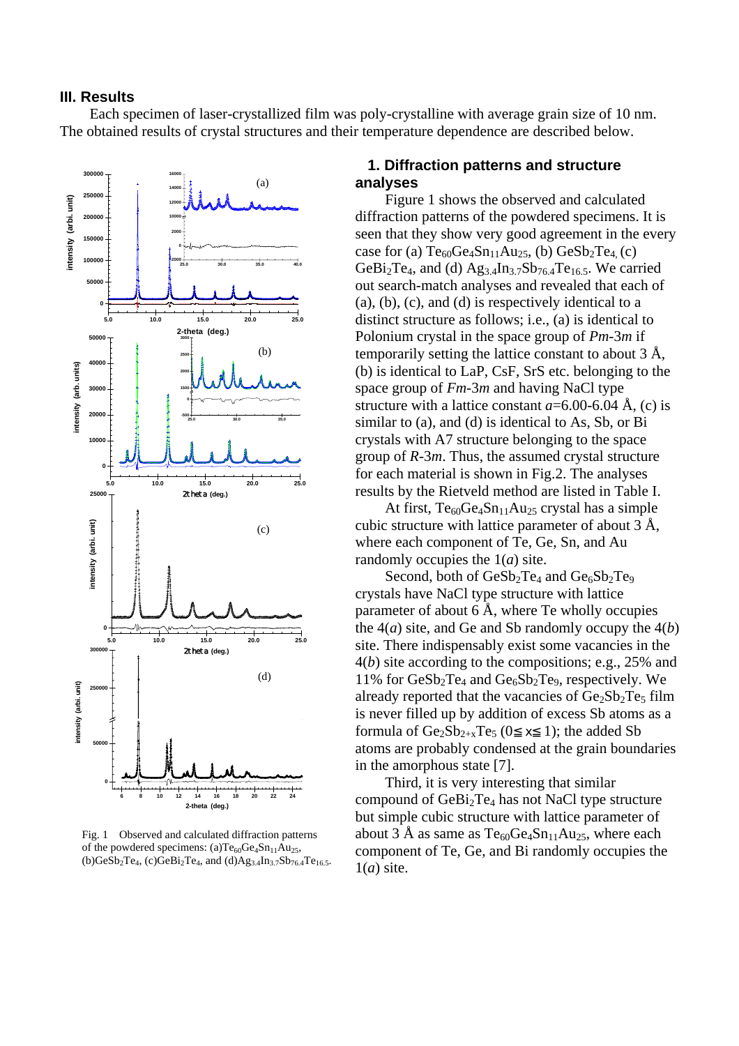## III. Results

Each specimen of laser-crystallized film was poly-crystalline with average grain size of 10 nm. The obtained results of crystal structures and their temperature dependence are described below.

Fig. 1 Observed and calculated diffraction patterns of the powdered specimens: (a)$Te_{60}Ge_4Sn_{11}Au_{25}$, (b)$GeSb_2Te_4$, (c)$GeBi_2Te_4$, and (d)$Ag_{3.4}In_{3.7}Sb_{76.4}Te_{16.5}$.

### 1. Diffraction patterns and structure analyses

Figure 1 shows the observed and calculated diffraction patterns of the powdered specimens. It is seen that they show very good agreement in the every case for (a) $Te_{60}Ge_4Sn_{11}Au_{25}$, (b) $GeSb_2Te_4$, (c) $GeBi_2Te_4$, and (d) $Ag_{3.4}In_{3.7}Sb_{76.4}Te_{16.5}$. We carried out search-match analyses and revealed that each of (a), (b), (c), and (d) is respectively identical to a distinct structure as follows; i.e., (a) is identical to Polonium crystal in the space group of *Pm*-3*m* if temporarily setting the lattice constant to about 3 Å, (b) is identical to LaP, CsF, SrS etc. belonging to the space group of *Fm*-3*m* and having NaCl type structure with a lattice constant $a$=6.00-6.04 Å, (c) is similar to (a), and (d) is identical to As, Sb, or Bi crystals with A7 structure belonging to the space group of *R*-3*m*. Thus, the assumed crystal structure for each material is shown in Fig.2. The analyses results by the Rietveld method are listed in Table I.

At first, $Te_{60}Ge_4Sn_{11}Au_{25}$ crystal has a simple cubic structure with lattice parameter of about 3 Å, where each component of Te, Ge, Sn, and Au randomly occupies the 1($a$) site.

Second, both of $GeSb_2Te_4$ and $Ge_6Sb_2Te_9$ crystals have NaCl type structure with lattice parameter of about 6 Å, where Te wholly occupies the 4($a$) site, and Ge and Sb randomly occupy the 4($b$) site. There indispensably exist some vacancies in the 4($b$) site according to the compositions; e.g., 25% and 11% for $GeSb_2Te_4$ and $Ge_6Sb_2Te_9$, respectively. We already reported that the vacancies of $Ge_2Sb_2Te_5$ film is never filled up by addition of excess Sb atoms as a formula of $Ge_2Sb_{2+x}Te_5$ ($0 \leqq x \leqq 1$); the added Sb atoms are probably condensed at the grain boundaries in the amorphous state [7].

Third, it is very interesting that similar compound of $GeBi_2Te_4$ has not NaCl type structure but simple cubic structure with lattice parameter of about 3 Å as same as $Te_{60}Ge_4Sn_{11}Au_{25}$, where each component of Te, Ge, and Bi randomly occupies the 1($a$) site.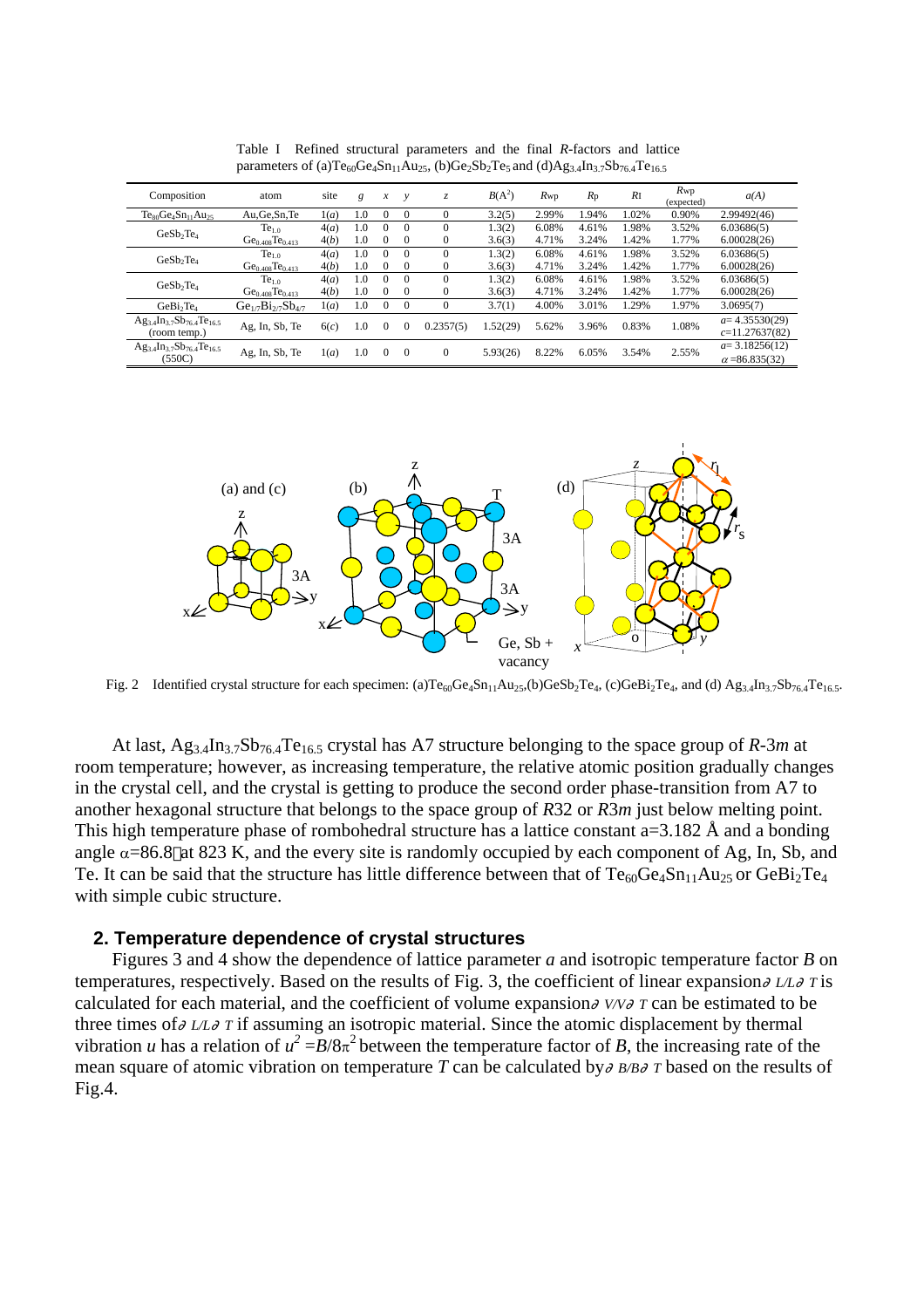Table I Refined structural parameters and the final *R*-factors and lattice parameters of (a)$Te_{60}Ge_4Sn_{11}Au_{25}$, (b)$Ge_2Sb_2Te_5$ and (d)$Ag_{3.4}In_{3.7}Sb_{76.4}Te_{16.5}$

| Composition | atom | site | $g$ | $x$ | $y$ | $z$ | $B(A^2)$ | $R_{wp}$ | $R_p$ | $R_I$ | $R_{wp}$ (expected) | $a(A)$ |
|---|---|---|---|---|---|---|---|---|---|---|---|---|
| $Te_{60}Ge_4Sn_{11}Au_{25}$ | Au,Ge,Sn,Te | 1(*a*) | 1.0 | 0 | 0 | 0 | 3.2(5) | 2.99% | 1.94% | 1.02% | 0.90% | 2.99492(46) |
| $GeSb_2Te_4$ | $Te_{1.0}$ | 4(*a*) | 1.0 | 0 | 0 | 0 | 1.3(2) | 6.08% | 4.61% | 1.98% | 3.52% | 6.03686(5) |
| | $Ge_{0.408}Te_{0.413}$ | 4(*b*) | 1.0 | 0 | 0 | 0 | 3.6(3) | 4.71% | 3.24% | 1.42% | 1.77% | 6.00028(26) |
| $GeSb_2Te_4$ | $Te_{1.0}$ | 4(*a*) | 1.0 | 0 | 0 | 0 | 1.3(2) | 6.08% | 4.61% | 1.98% | 3.52% | 6.03686(5) |
| | $Ge_{0.408}Te_{0.413}$ | 4(*b*) | 1.0 | 0 | 0 | 0 | 3.6(3) | 4.71% | 3.24% | 1.42% | 1.77% | 6.00028(26) |
| $GeSb_2Te_4$ | $Te_{1.0}$ | 4(*a*) | 1.0 | 0 | 0 | 0 | 1.3(2) | 6.08% | 4.61% | 1.98% | 3.52% | 6.03686(5) |
| | $Ge_{0.408}Te_{0.413}$ | 4(*b*) | 1.0 | 0 | 0 | 0 | 3.6(3) | 4.71% | 3.24% | 1.42% | 1.77% | 6.00028(26) |
| $GeBi_2Te_4$ | $Ge_{1/7}Bi_{2/7}Sb_{4/7}$ | 1(*a*) | 1.0 | 0 | 0 | 0 | 3.7(1) | 4.00% | 3.01% | 1.29% | 1.97% | 3.0695(7) |
| $Ag_{3.4}In_{3.7}Sb_{76.4}Te_{16.5}$ (room temp.) | Ag, In, Sb, Te | 6(*c*) | 1.0 | 0 | 0 | 0.2357(5) | 1.52(29) | 5.62% | 3.96% | 0.83% | 1.08% | $a$= 4.35530(29) $c$=11.27637(82) |
| $Ag_{3.4}In_{3.7}Sb_{76.4}Te_{16.5}$ (550C) | Ag, In, Sb, Te | 1(*a*) | 1.0 | 0 | 0 | 0 | 5.93(26) | 8.22% | 6.05% | 3.54% | 2.55% | $a$= 3.18256(12) $\alpha$ =86.835(32) |

Fig. 2 Identified crystal structure for each specimen: (a)$Te_{60}Ge_4Sn_{11}Au_{25}$,(b)$GeSb_2Te_4$, (c)$GeBi_2Te_4$, and (d) $Ag_{3.4}In_{3.7}Sb_{76.4}Te_{16.5}$.

At last, $Ag_{3.4}In_{3.7}Sb_{76.4}Te_{16.5}$ crystal has A7 structure belonging to the space group of *R*-3*m* at room temperature; however, as increasing temperature, the relative atomic position gradually changes in the crystal cell, and the crystal is getting to produce the second order phase-transition from A7 to another hexagonal structure that belongs to the space group of *R*32 or *R*3*m* just below melting point. This high temperature phase of rombohedral structure has a lattice constant a=3.182 Å and a bonding angle $\alpha$=86.8° at 823 K, and the every site is randomly occupied by each component of Ag, In, Sb, and Te. It can be said that the structure has little difference between that of $Te_{60}Ge_4Sn_{11}Au_{25}$ or $GeBi_2Te_4$ with simple cubic structure.

## 2. Temperature dependence of crystal structures

Figures 3 and 4 show the dependence of lattice parameter *a* and isotropic temperature factor *B* on temperatures, respectively. Based on the results of Fig. 3, the coefficient of linear expansion $\partial L/L\partial T$ is calculated for each material, and the coefficient of volume expansion $\partial V/V\partial T$ can be estimated to be three times of $\partial L/L\partial T$ if assuming an isotropic material. Since the atomic displacement by thermal vibration *u* has a relation of $u^2 = B/8\pi^2$ between the temperature factor of *B*, the increasing rate of the mean square of atomic vibration on temperature *T* can be calculated by $\partial B/B\partial T$ based on the results of Fig.4.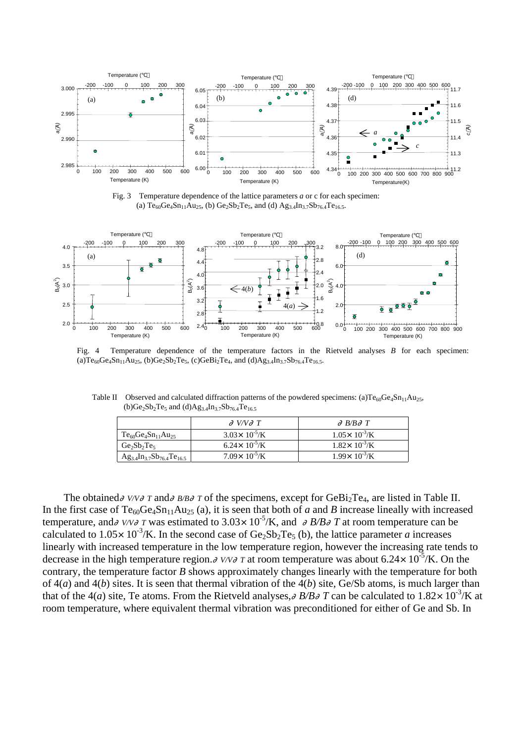Fig. 3 Temperature dependence of the lattice parameters *a* or c for each specimen: (a) $Te_{60}Ge_4Sn_{11}Au_{25}$, (b) $Ge_2Sb_2Te_5$, and (d) $Ag_{3.4}In_{3.7}Sb_{76.4}Te_{16.5}$.

Fig. 4 Temperature dependence of the temperature factors in the Rietveld analyses *B* for each specimen: (a)$Te_{60}Ge_4Sn_{11}Au_{25}$, (b)$Ge_2Sb_2Te_5$, (c)$GeBi_2Te_4$, and (d)$Ag_{3.4}In_{3.7}Sb_{76.4}Te_{16.5}$.

Table II Observed and calculated diffraction patterns of the powdered specimens: (a)$Te_{60}Ge_4Sn_{11}Au_{25}$, (b)$Ge_2Sb_2Te_5$ and (d)$Ag_{3.4}In_{3.7}Sb_{76.4}Te_{16.5}$

| | $\partial V/V\partial T$ | $\partial B/B\partial T$ |
|---|---|---|
| $Te_{60}Ge_4Sn_{11}Au_{25}$ | $3.03\times 10^{-5}$/K | $1.05\times 10^{-3}$/K |
| $Ge_2Sb_2Te_5$ | $6.24\times 10^{-5}$/K | $1.82\times 10^{-3}$/K |
| $Ag_{3.4}In_{3.7}Sb_{76.4}Te_{16.5}$ | $7.09\times 10^{-5}$/K | $1.99\times 10^{-3}$/K |

The obtained $\partial V/V\partial T$ and $\partial B/B\partial T$ of the specimens, except for $GeBi_2Te_4$, are listed in Table II. In the first case of $Te_{60}Ge_4Sn_{11}Au_{25}$ (a), it is seen that both of *a* and *B* increase lineally with increased temperature, and $\partial V/V\partial T$ was estimated to $3.03\times 10^{-5}$/K, and $\partial B/B\partial T$ at room temperature can be calculated to $1.05\times 10^{-3}$/K. In the second case of $Ge_2Sb_2Te_5$ (b), the lattice parameter *a* increases linearly with increased temperature in the low temperature region, however the increasing rate tends to decrease in the high temperature region. $\partial V/V\partial T$ at room temperature was about $6.24\times 10^{-5}$/K. On the contrary, the temperature factor *B* shows approximately changes linearly with the temperature for both of 4(*a*) and 4(*b*) sites. It is seen that thermal vibration of the 4(*b*) site, Ge/Sb atoms, is much larger than that of the 4(*a*) site, Te atoms. From the Rietveld analyses, $\partial B/B\partial T$ can be calculated to $1.82\times 10^{-3}$/K at room temperature, where equivalent thermal vibration was preconditioned for either of Ge and Sb. In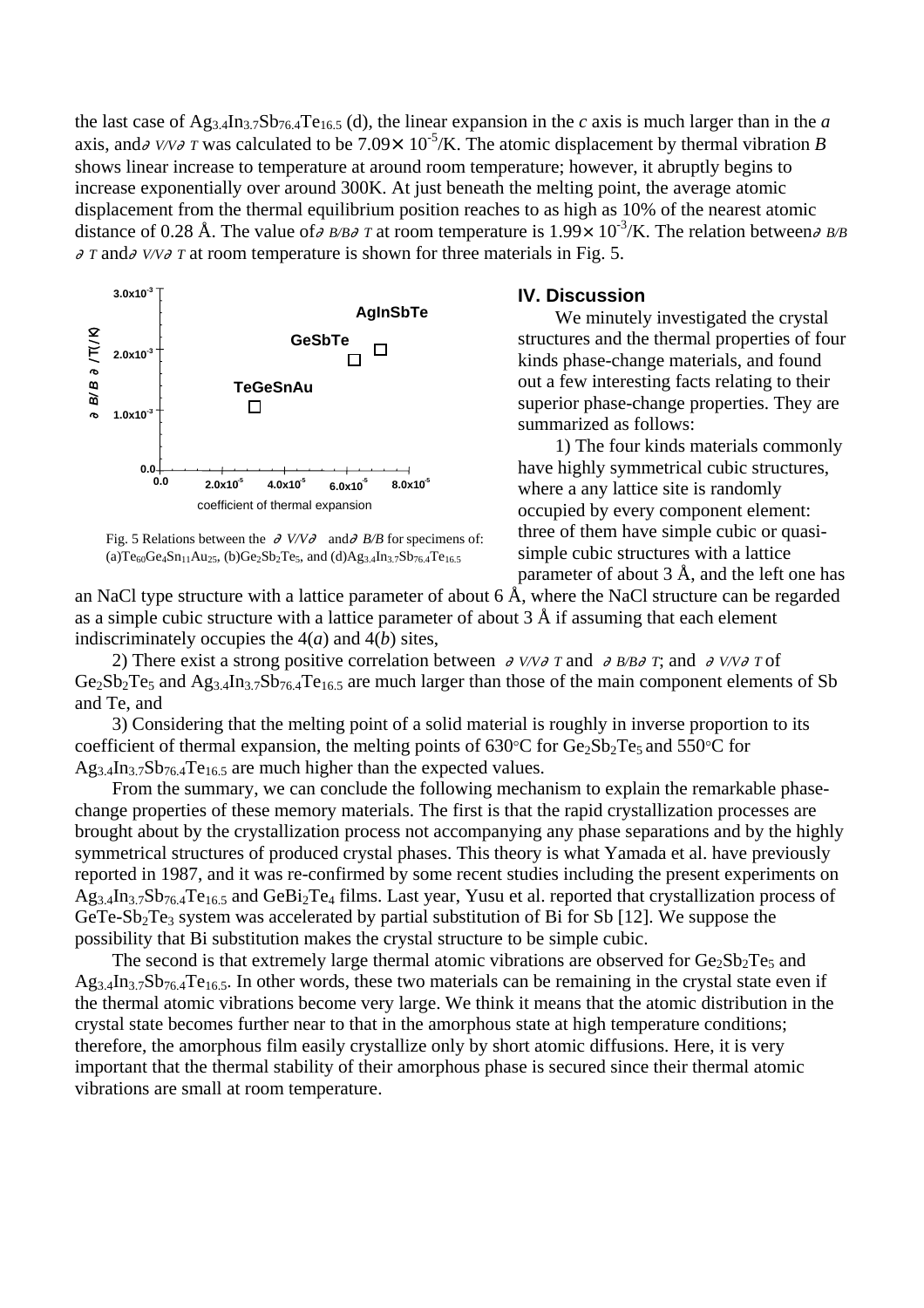the last case of $Ag_{3.4}In_{3.7}Sb_{76.4}Te_{16.5}$ (d), the linear expansion in the *c* axis is much larger than in the *a* axis, and $\partial V/V\partial T$ was calculated to be $7.09\times 10^{-5}$/K. The atomic displacement by thermal vibration *B* shows linear increase to temperature at around room temperature; however, it abruptly begins to increase exponentially over around 300K. At just beneath the melting point, the average atomic displacement from the thermal equilibrium position reaches to as high as 10% of the nearest atomic distance of 0.28 Å. The value of $\partial B/B\partial T$ at room temperature is $1.99\times 10^{-3}$/K. The relation between $\partial B/B\partial T$ and $\partial V/V\partial T$ at room temperature is shown for three materials in Fig. 5.

Fig. 5 Relations between the $\partial V/V\partial$ and $\partial B/B$ for specimens of: (a)$Te_{60}Ge_4Sn_{11}Au_{25}$, (b)$Ge_2Sb_2Te_5$, and (d)$Ag_{3.4}In_{3.7}Sb_{76.4}Te_{16.5}$

## IV. Discussion

We minutely investigated the crystal structures and the thermal properties of four kinds phase-change materials, and found out a few interesting facts relating to their superior phase-change properties. They are summarized as follows:

1) The four kinds materials commonly have highly symmetrical cubic structures, where a any lattice site is randomly occupied by every component element: three of them have simple cubic or quasi-simple cubic structures with a lattice parameter of about 3 Å, and the left one has an NaCl type structure with a lattice parameter of about 6 Å, where the NaCl structure can be regarded as a simple cubic structure with a lattice parameter of about 3 Å if assuming that each element indiscriminately occupies the 4(*a*) and 4(*b*) sites,

2) There exist a strong positive correlation between $\partial V/V\partial T$ and $\partial B/B\partial T$; and $\partial V/V\partial T$ of $Ge_2Sb_2Te_5$ and $Ag_{3.4}In_{3.7}Sb_{76.4}Te_{16.5}$ are much larger than those of the main component elements of Sb and Te, and

3) Considering that the melting point of a solid material is roughly in inverse proportion to its coefficient of thermal expansion, the melting points of 630°C for $Ge_2Sb_2Te_5$ and 550°C for $Ag_{3.4}In_{3.7}Sb_{76.4}Te_{16.5}$ are much higher than the expected values.

From the summary, we can conclude the following mechanism to explain the remarkable phase-change properties of these memory materials. The first is that the rapid crystallization processes are brought about by the crystallization process not accompanying any phase separations and by the highly symmetrical structures of produced crystal phases. This theory is what Yamada et al. have previously reported in 1987, and it was re-confirmed by some recent studies including the present experiments on $Ag_{3.4}In_{3.7}Sb_{76.4}Te_{16.5}$ and $GeBi_2Te_4$ films. Last year, Yusu et al. reported that crystallization process of GeTe-$Sb_2Te_3$ system was accelerated by partial substitution of Bi for Sb [12]. We suppose the possibility that Bi substitution makes the crystal structure to be simple cubic.

The second is that extremely large thermal atomic vibrations are observed for $Ge_2Sb_2Te_5$ and $Ag_{3.4}In_{3.7}Sb_{76.4}Te_{16.5}$. In other words, these two materials can be remaining in the crystal state even if the thermal atomic vibrations become very large. We think it means that the atomic distribution in the crystal state becomes further near to that in the amorphous state at high temperature conditions; therefore, the amorphous film easily crystallize only by short atomic diffusions. Here, it is very important that the thermal stability of their amorphous phase is secured since their thermal atomic vibrations are small at room temperature.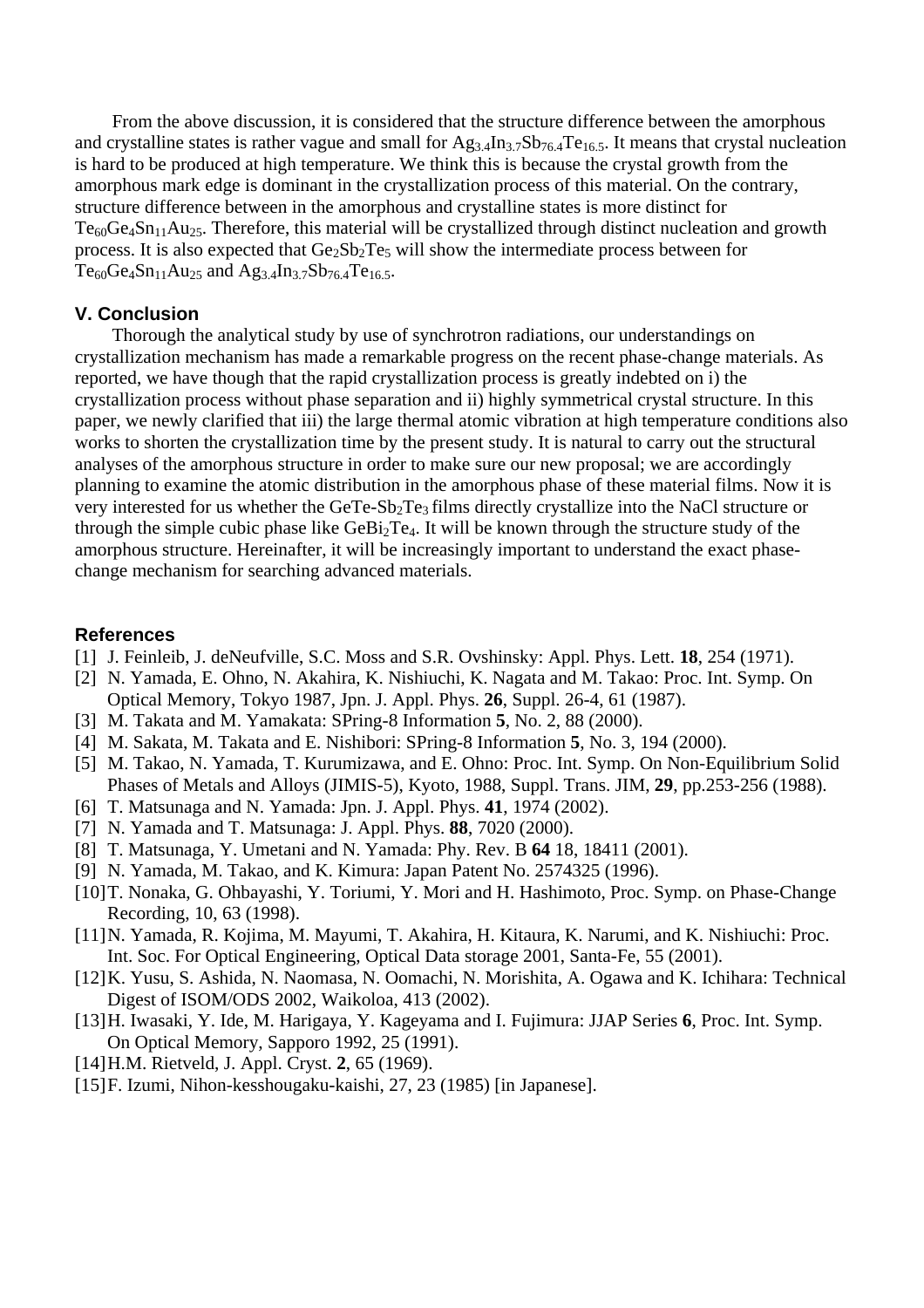From the above discussion, it is considered that the structure difference between the amorphous and crystalline states is rather vague and small for $Ag_{3.4}In_{3.7}Sb_{76.4}Te_{16.5}$. It means that crystal nucleation is hard to be produced at high temperature. We think this is because the crystal growth from the amorphous mark edge is dominant in the crystallization process of this material. On the contrary, structure difference between in the amorphous and crystalline states is more distinct for $Te_{60}Ge_4Sn_{11}Au_{25}$. Therefore, this material will be crystallized through distinct nucleation and growth process. It is also expected that $Ge_2Sb_2Te_5$ will show the intermediate process between for $Te_{60}Ge_4Sn_{11}Au_{25}$ and $Ag_{3.4}In_{3.7}Sb_{76.4}Te_{16.5}$.

## V. Conclusion

Thorough the analytical study by use of synchrotron radiations, our understandings on crystallization mechanism has made a remarkable progress on the recent phase-change materials. As reported, we have though that the rapid crystallization process is greatly indebted on i) the crystallization process without phase separation and ii) highly symmetrical crystal structure. In this paper, we newly clarified that iii) the large thermal atomic vibration at high temperature conditions also works to shorten the crystallization time by the present study. It is natural to carry out the structural analyses of the amorphous structure in order to make sure our new proposal; we are accordingly planning to examine the atomic distribution in the amorphous phase of these material films. Now it is very interested for us whether the GeTe-$Sb_2Te_3$ films directly crystallize into the NaCl structure or through the simple cubic phase like $GeBi_2Te_4$. It will be known through the structure study of the amorphous structure. Hereinafter, it will be increasingly important to understand the exact phase-change mechanism for searching advanced materials.

## References

[1] J. Feinleib, J. deNeufville, S.C. Moss and S.R. Ovshinsky: Appl. Phys. Lett. **18**, 254 (1971).
[2] N. Yamada, E. Ohno, N. Akahira, K. Nishiuchi, K. Nagata and M. Takao: Proc. Int. Symp. On Optical Memory, Tokyo 1987, Jpn. J. Appl. Phys. **26**, Suppl. 26-4, 61 (1987).
[3] M. Takata and M. Yamakata: SPring-8 Information **5**, No. 2, 88 (2000).
[4] M. Sakata, M. Takata and E. Nishibori: SPring-8 Information **5**, No. 3, 194 (2000).
[5] M. Takao, N. Yamada, T. Kurumizawa, and E. Ohno: Proc. Int. Symp. On Non-Equilibrium Solid Phases of Metals and Alloys (JIMIS-5), Kyoto, 1988, Suppl. Trans. JIM, **29**, pp.253-256 (1988).
[6] T. Matsunaga and N. Yamada: Jpn. J. Appl. Phys. **41**, 1974 (2002).
[7] N. Yamada and T. Matsunaga: J. Appl. Phys. **88**, 7020 (2000).
[8] T. Matsunaga, Y. Umetani and N. Yamada: Phy. Rev. B **64** 18, 18411 (2001).
[9] N. Yamada, M. Takao, and K. Kimura: Japan Patent No. 2574325 (1996).
[10] T. Nonaka, G. Ohbayashi, Y. Toriumi, Y. Mori and H. Hashimoto, Proc. Symp. on Phase-Change Recording, 10, 63 (1998).
[11] N. Yamada, R. Kojima, M. Mayumi, T. Akahira, H. Kitaura, K. Narumi, and K. Nishiuchi: Proc. Int. Soc. For Optical Engineering, Optical Data storage 2001, Santa-Fe, 55 (2001).
[12] K. Yusu, S. Ashida, N. Naomasa, N. Oomachi, N. Morishita, A. Ogawa and K. Ichihara: Technical Digest of ISOM/ODS 2002, Waikoloa, 413 (2002).
[13] H. Iwasaki, Y. Ide, M. Harigaya, Y. Kageyama and I. Fujimura: JJAP Series **6**, Proc. Int. Symp. On Optical Memory, Sapporo 1992, 25 (1991).
[14] H.M. Rietveld, J. Appl. Cryst. **2**, 65 (1969).
[15] F. Izumi, Nihon-kesshougaku-kaishi, 27, 23 (1985) [in Japanese].